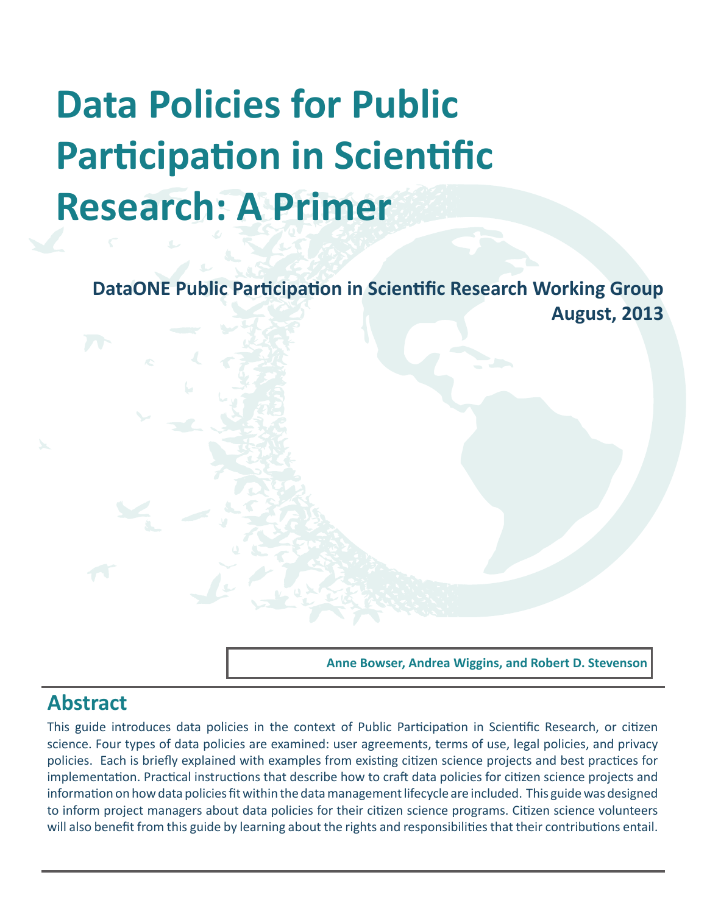# Data Policies for Public Participation in Scientific Research: A Primer

**DataONE Public Participation in Scientific Research Working Group**
**August, 2013**

**Anne Bowser, Andrea Wiggins, and Robert D. Stevenson**

## Abstract

This guide introduces data policies in the context of Public Participation in Scientific Research, or citizen science. Four types of data policies are examined: user agreements, terms of use, legal policies, and privacy policies. Each is briefly explained with examples from existing citizen science projects and best practices for implementation. Practical instructions that describe how to craft data policies for citizen science projects and information on how data policies fit within the data management lifecycle are included. This guide was designed to inform project managers about data policies for their citizen science programs. Citizen science volunteers will also benefit from this guide by learning about the rights and responsibilities that their contributions entail.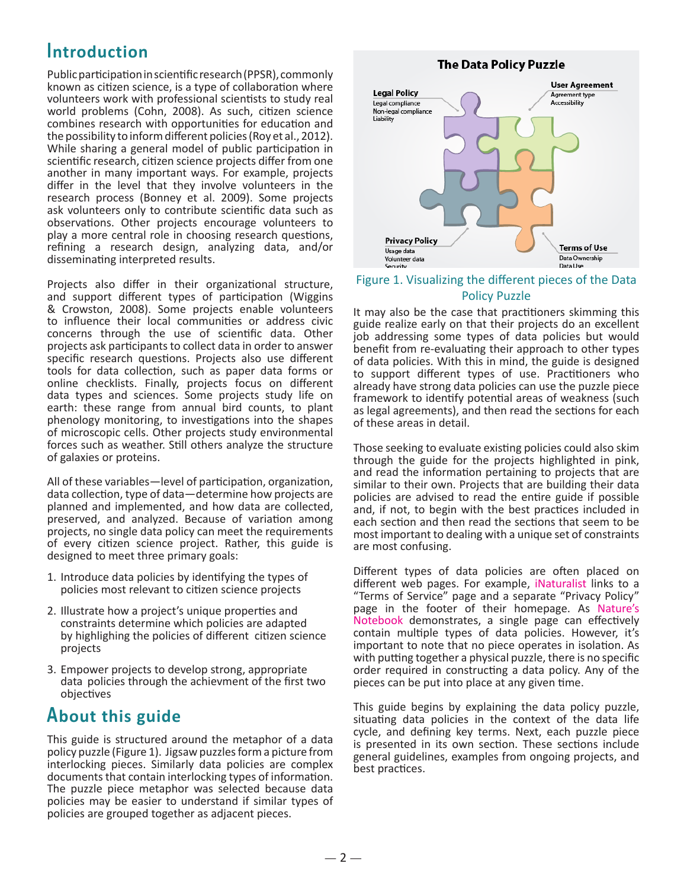## Introduction

Public participation in scientific research (PPSR), commonly known as citizen science, is a type of collaboration where volunteers work with professional scientists to study real world problems (Cohn, 2008). As such, citizen science combines research with opportunities for education and the possibility to inform different policies (Roy et al., 2012). While sharing a general model of public participation in scientific research, citizen science projects differ from one another in many important ways. For example, projects differ in the level that they involve volunteers in the research process (Bonney et al. 2009). Some projects ask volunteers only to contribute scientific data such as observations. Other projects encourage volunteers to play a more central role in choosing research questions, refining a research design, analyzing data, and/or disseminating interpreted results.

Projects also differ in their organizational structure, and support different types of participation (Wiggins & Crowston, 2008). Some projects enable volunteers to influence their local communities or address civic concerns through the use of scientific data. Other projects ask participants to collect data in order to answer specific research questions. Projects also use different tools for data collection, such as paper data forms or online checklists. Finally, projects focus on different data types and sciences. Some projects study life on earth: these range from annual bird counts, to plant phenology monitoring, to investigations into the shapes of microscopic cells. Other projects study environmental forces such as weather. Still others analyze the structure of galaxies or proteins.

All of these variables—level of participation, organization, data collection, type of data—determine how projects are planned and implemented, and how data are collected, preserved, and analyzed. Because of variation among projects, no single data policy can meet the requirements of every citizen science project. Rather, this guide is designed to meet three primary goals:

1. Introduce data policies by identifying the types of policies most relevant to citizen science projects
2. Illustrate how a project's unique properties and constraints determine which policies are adapted by highlighing the policies of different citizen science projects
3. Empower projects to develop strong, appropriate data policies through the achievment of the first two objectives

## About this guide

This guide is structured around the metaphor of a data policy puzzle (Figure 1). Jigsaw puzzles form a picture from interlocking pieces. Similarly data policies are complex documents that contain interlocking types of information. The puzzle piece metaphor was selected because data policies may be easier to understand if similar types of policies are grouped together as adjacent pieces.

**The Data Policy Puzzle**

**Legal Policy**: Legal compliance, Non-legal compliance, Liability

**User Agreement**: Agreement type, Accessibility

**Privacy Policy**: Usage data, Volunteer data, Security

**Terms of Use**: Data Ownership, Data Use

Figure 1. Visualizing the different pieces of the Data Policy Puzzle

It may also be the case that practitioners skimming this guide realize early on that their projects do an excellent job addressing some types of data policies but would benefit from re-evaluating their approach to other types of data policies. With this in mind, the guide is designed to support different types of use. Practitioners who already have strong data policies can use the puzzle piece framework to identify potential areas of weakness (such as legal agreements), and then read the sections for each of these areas in detail.

Those seeking to evaluate existing policies could also skim through the guide for the projects highlighted in pink, and read the information pertaining to projects that are similar to their own. Projects that are building their data policies are advised to read the entire guide if possible and, if not, to begin with the best practices included in each section and then read the sections that seem to be most important to dealing with a unique set of constraints are most confusing.

Different types of data policies are often placed on different web pages. For example, iNaturalist links to a "Terms of Service" page and a separate "Privacy Policy" page in the footer of their homepage. As Nature's Notebook demonstrates, a single page can effectively contain multiple types of data policies. However, it's important to note that no piece operates in isolation. As with putting together a physical puzzle, there is no specific order required in constructing a data policy. Any of the pieces can be put into place at any given time.

This guide begins by explaining the data policy puzzle, situating data policies in the context of the data life cycle, and defining key terms. Next, each puzzle piece is presented in its own section. These sections include general guidelines, examples from ongoing projects, and best practices.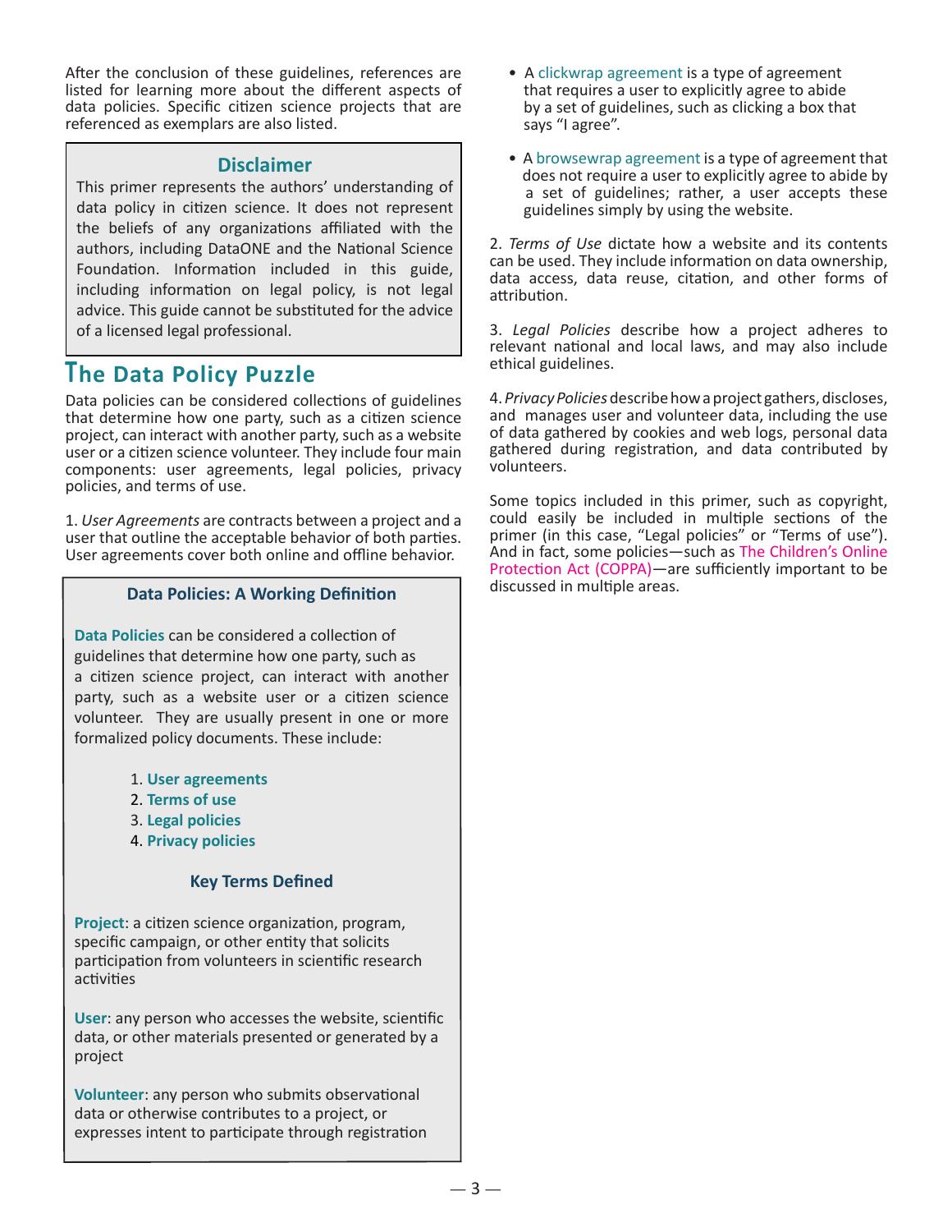After the conclusion of these guidelines, references are listed for learning more about the different aspects of data policies. Specific citizen science projects that are referenced as exemplars are also listed.

> **Disclaimer**
>
> This primer represents the authors' understanding of data policy in citizen science. It does not represent the beliefs of any organizations affiliated with the authors, including DataONE and the National Science Foundation. Information included in this guide, including information on legal policy, is not legal advice. This guide cannot be substituted for the advice of a licensed legal professional.

## The Data Policy Puzzle

Data policies can be considered collections of guidelines that determine how one party, such as a citizen science project, can interact with another party, such as a website user or a citizen science volunteer. They include four main components: user agreements, legal policies, privacy policies, and terms of use.

1. *User Agreements* are contracts between a project and a user that outline the acceptable behavior of both parties. User agreements cover both online and offline behavior.

> **Data Policies: A Working Definition**
>
> **Data Policies** can be considered a collection of guidelines that determine how one party, such as a citizen science project, can interact with another party, such as a website user or a citizen science volunteer. They are usually present in one or more formalized policy documents. These include:
>
> 1. **User agreements**
> 2. **Terms of use**
> 3. **Legal policies**
> 4. **Privacy policies**
>
> **Key Terms Defined**
>
> **Project**: a citizen science organization, program, specific campaign, or other entity that solicits participation from volunteers in scientific research activities
>
> **User**: any person who accesses the website, scientific data, or other materials presented or generated by a project
>
> **Volunteer**: any person who submits observational data or otherwise contributes to a project, or expresses intent to participate through registration

- A clickwrap agreement is a type of agreement that requires a user to explicitly agree to abide by a set of guidelines, such as clicking a box that says "I agree".
- A browsewrap agreement is a type of agreement that does not require a user to explicitly agree to abide by a set of guidelines; rather, a user accepts these guidelines simply by using the website.

2. *Terms of Use* dictate how a website and its contents can be used. They include information on data ownership, data access, data reuse, citation, and other forms of attribution.

3. *Legal Policies* describe how a project adheres to relevant national and local laws, and may also include ethical guidelines.

4. *Privacy Policies* describe how a project gathers, discloses, and manages user and volunteer data, including the use of data gathered by cookies and web logs, personal data gathered during registration, and data contributed by volunteers.

Some topics included in this primer, such as copyright, could easily be included in multiple sections of the primer (in this case, "Legal policies" or "Terms of use"). And in fact, some policies—such as The Children's Online Protection Act (COPPA)—are sufficiently important to be discussed in multiple areas.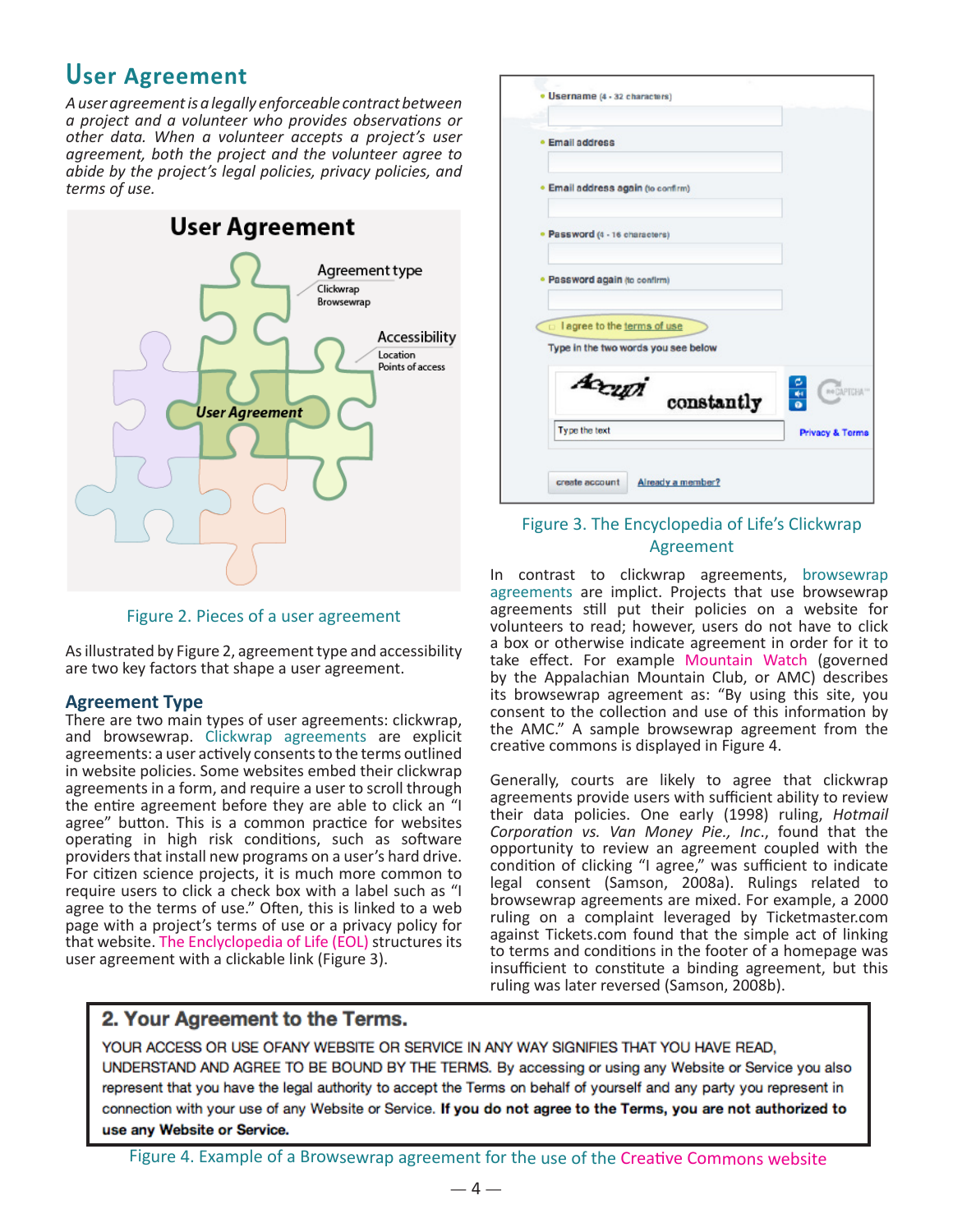# User Agreement

*A user agreement is a legally enforceable contract between a project and a volunteer who provides observations or other data. When a volunteer accepts a project's user agreement, both the project and the volunteer agree to abide by the project's legal policies, privacy policies, and terms of use.*

Figure 2. Pieces of a user agreement

As illustrated by Figure 2, agreement type and accessibility are two key factors that shape a user agreement.

## Agreement Type

There are two main types of user agreements: clickwrap, and browsewrap. Clickwrap agreements are explicit agreements: a user actively consents to the terms outlined in website policies. Some websites embed their clickwrap agreements in a form, and require a user to scroll through the entire agreement before they are able to click an "I agree" button. This is a common practice for websites operating in high risk conditions, such as software providers that install new programs on a user's hard drive. For citizen science projects, it is much more common to require users to click a check box with a label such as "I agree to the terms of use." Often, this is linked to a web page with a project's terms of use or a privacy policy for that website. The Enclyclopedia of Life (EOL) structures its user agreement with a clickable link (Figure 3).

Figure 3. The Encyclopedia of Life's Clickwrap Agreement

In contrast to clickwrap agreements, browsewrap agreements are implicit. Projects that use browsewrap agreements still put their policies on a website for volunteers to read; however, users do not have to click a box or otherwise indicate agreement in order for it to take effect. For example Mountain Watch (governed by the Appalachian Mountain Club, or AMC) describes its browsewrap agreement as: "By using this site, you consent to the collection and use of this information by the AMC." A sample browsewrap agreement from the creative commons is displayed in Figure 4.

Generally, courts are likely to agree that clickwrap agreements provide users with sufficient ability to review their data policies. One early (1998) ruling, *Hotmail Corporation vs. Van Money Pie., Inc.*, found that the opportunity to review an agreement coupled with the condition of clicking "I agree," was sufficient to indicate legal consent (Samson, 2008a). Rulings related to browsewrap agreements are mixed. For example, a 2000 ruling on a complaint leveraged by Ticketmaster.com against Tickets.com found that the simple act of linking to terms and conditions in the footer of a homepage was insufficient to constitute a binding agreement, but this ruling was later reversed (Samson, 2008b).

> **2. Your Agreement to the Terms.**
>
> YOUR ACCESS OR USE OFANY WEBSITE OR SERVICE IN ANY WAY SIGNIFIES THAT YOU HAVE READ, UNDERSTAND AND AGREE TO BE BOUND BY THE TERMS. By accessing or using any Website or Service you also represent that you have the legal authority to accept the Terms on behalf of yourself and any party you represent in connection with your use of any Website or Service. **If you do not agree to the Terms, you are not authorized to use any Website or Service.**

Figure 4. Example of a Browsewrap agreement for the use of the Creative Commons website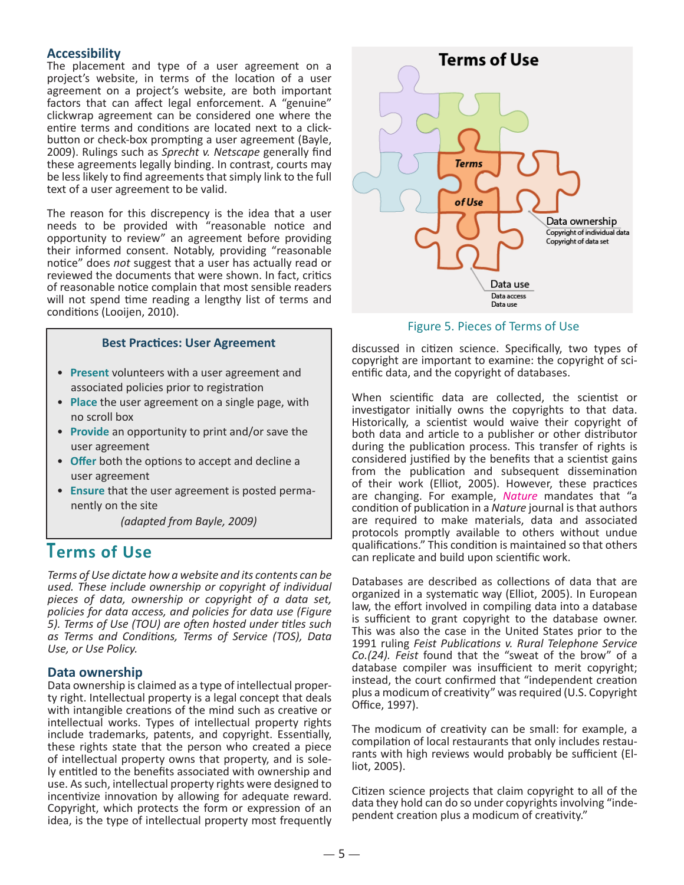### Accessibility

The placement and type of a user agreement on a project's website, in terms of the location of a user agreement on a project's website, are both important factors that can affect legal enforcement. A "genuine" clickwrap agreement can be considered one where the entire terms and conditions are located next to a click-button or check-box prompting a user agreement (Bayle, 2009). Rulings such as *Sprecht v. Netscape* generally find these agreements legally binding. In contrast, courts may be less likely to find agreements that simply link to the full text of a user agreement to be valid.

The reason for this discrepency is the idea that a user needs to be provided with "reasonable notice and opportunity to review" an agreement before providing their informed consent. Notably, providing "reasonable notice" does *not* suggest that a user has actually read or reviewed the documents that were shown. In fact, critics of reasonable notice complain that most sensible readers will not spend time reading a lengthy list of terms and conditions (Looijen, 2010).

> **Best Practices: User Agreement**
>
> - **Present** volunteers with a user agreement and associated policies prior to registration
> - **Place** the user agreement on a single page, with no scroll box
> - **Provide** an opportunity to print and/or save the user agreement
> - **Offer** both the options to accept and decline a user agreement
> - **Ensure** that the user agreement is posted permanently on the site
>
> *(adapted from Bayle, 2009)*

## Terms of Use

*Terms of Use dictate how a website and its contents can be used. These include ownership or copyright of individual pieces of data, ownership or copyright of a data set, policies for data access, and policies for data use (Figure 5). Terms of Use (TOU) are often hosted under titles such as Terms and Conditions, Terms of Service (TOS), Data Use, or Use Policy.*

### Data ownership

Data ownership is claimed as a type of intellectual property right. Intellectual property is a legal concept that deals with intangible creations of the mind such as creative or intellectual works. Types of intellectual property rights include trademarks, patents, and copyright. Essentially, these rights state that the person who created a piece of intellectual property owns that property, and is solely entitled to the benefits associated with ownership and use. As such, intellectual property rights were designed to incentivize innovation by allowing for adequate reward. Copyright, which protects the form or expression of an idea, is the type of intellectual property most frequently discussed in citizen science. Specifically, two types of copyright are important to examine: the copyright of scientific data, and the copyright of databases.

Terms of Use

Terms of Use

Data ownership
Copyright of individual data
Copyright of data set

Data use
Data access
Data use

Figure 5. Pieces of Terms of Use

When scientific data are collected, the scientist or investigator initially owns the copyrights to that data. Historically, a scientist would waive their copyright of both data and article to a publisher or other distributor during the publication process. This transfer of rights is considered justified by the benefits that a scientist gains from the publication and subsequent dissemination of their work (Elliot, 2005). However, these practices are changing. For example, *Nature* mandates that "a condition of publication in a *Nature* journal is that authors are required to make materials, data and associated protocols promptly available to others without undue qualifications." This condition is maintained so that others can replicate and build upon scientific work.

Databases are described as collections of data that are organized in a systematic way (Elliot, 2005). In European law, the effort involved in compiling data into a database is sufficient to grant copyright to the database owner. This was also the case in the United States prior to the 1991 ruling *Feist Publications v. Rural Telephone Service Co.(24). Feist* found that the "sweat of the brow" of a database compiler was insufficient to merit copyright; instead, the court confirmed that "independent creation plus a modicum of creativity" was required (U.S. Copyright Office, 1997).

The modicum of creativity can be small: for example, a compilation of local restaurants that only includes restaurants with high reviews would probably be sufficient (Elliot, 2005).

Citizen science projects that claim copyright to all of the data they hold can do so under copyrights involving "independent creation plus a modicum of creativity."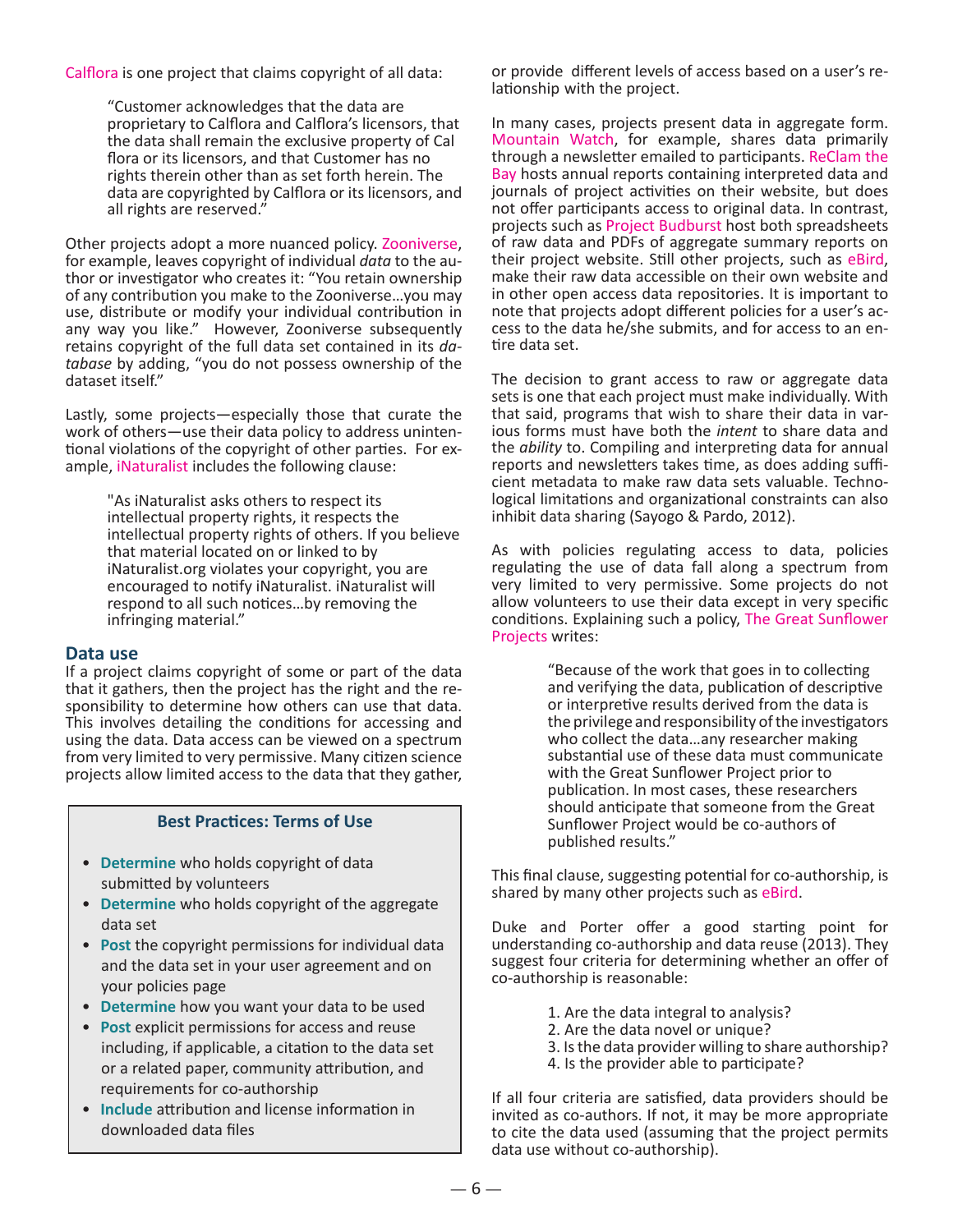Calflora is one project that claims copyright of all data:

> "Customer acknowledges that the data are proprietary to Calflora and Calflora's licensors, that the data shall remain the exclusive property of Cal flora or its licensors, and that Customer has no rights therein other than as set forth herein. The data are copyrighted by Calflora or its licensors, and all rights are reserved."

Other projects adopt a more nuanced policy. Zooniverse, for example, leaves copyright of individual *data* to the author or investigator who creates it: "You retain ownership of any contribution you make to the Zooniverse…you may use, distribute or modify your individual contribution in any way you like." However, Zooniverse subsequently retains copyright of the full data set contained in its *database* by adding, "you do not possess ownership of the dataset itself."

Lastly, some projects—especially those that curate the work of others—use their data policy to address unintentional violations of the copyright of other parties. For example, iNaturalist includes the following clause:

> "As iNaturalist asks others to respect its intellectual property rights, it respects the intellectual property rights of others. If you believe that material located on or linked to by iNaturalist.org violates your copyright, you are encouraged to notify iNaturalist. iNaturalist will respond to all such notices…by removing the infringing material."

### Data use

If a project claims copyright of some or part of the data that it gathers, then the project has the right and the responsibility to determine how others can use that data. This involves detailing the conditions for accessing and using the data. Data access can be viewed on a spectrum from very limited to very permissive. Many citizen science projects allow limited access to the data that they gather, or provide different levels of access based on a user's relationship with the project.

In many cases, projects present data in aggregate form. Mountain Watch, for example, shares data primarily through a newsletter emailed to participants. ReClam the Bay hosts annual reports containing interpreted data and journals of project activities on their website, but does not offer participants access to original data. In contrast, projects such as Project Budburst host both spreadsheets of raw data and PDFs of aggregate summary reports on their project website. Still other projects, such as eBird, make their raw data accessible on their own website and in other open access data repositories. It is important to note that projects adopt different policies for a user's access to the data he/she submits, and for access to an entire data set.

The decision to grant access to raw or aggregate data sets is one that each project must make individually. With that said, programs that wish to share their data in various forms must have both the *intent* to share data and the *ability* to. Compiling and interpreting data for annual reports and newsletters takes time, as does adding sufficient metadata to make raw data sets valuable. Technological limitations and organizational constraints can also inhibit data sharing (Sayogo & Pardo, 2012).

As with policies regulating access to data, policies regulating the use of data fall along a spectrum from very limited to very permissive. Some projects do not allow volunteers to use their data except in very specific conditions. Explaining such a policy, The Great Sunflower Projects writes:

> "Because of the work that goes in to collecting and verifying the data, publication of descriptive or interpretive results derived from the data is the privilege and responsibility of the investigators who collect the data…any researcher making substantial use of these data must communicate with the Great Sunflower Project prior to publication. In most cases, these researchers should anticipate that someone from the Great Sunflower Project would be co-authors of published results."

This final clause, suggesting potential for co-authorship, is shared by many other projects such as eBird.

Duke and Porter offer a good starting point for understanding co-authorship and data reuse (2013). They suggest four criteria for determining whether an offer of co-authorship is reasonable:

1. Are the data integral to analysis?
2. Are the data novel or unique?
3. Is the data provider willing to share authorship?
4. Is the provider able to participate?

If all four criteria are satisfied, data providers should be invited as co-authors. If not, it may be more appropriate to cite the data used (assuming that the project permits data use without co-authorship).

#### Best Practices: Terms of Use

- **Determine** who holds copyright of data submitted by volunteers
- **Determine** who holds copyright of the aggregate data set
- **Post** the copyright permissions for individual data and the data set in your user agreement and on your policies page
- **Determine** how you want your data to be used
- **Post** explicit permissions for access and reuse including, if applicable, a citation to the data set or a related paper, community attribution, and requirements for co-authorship
- **Include** attribution and license information in downloaded data files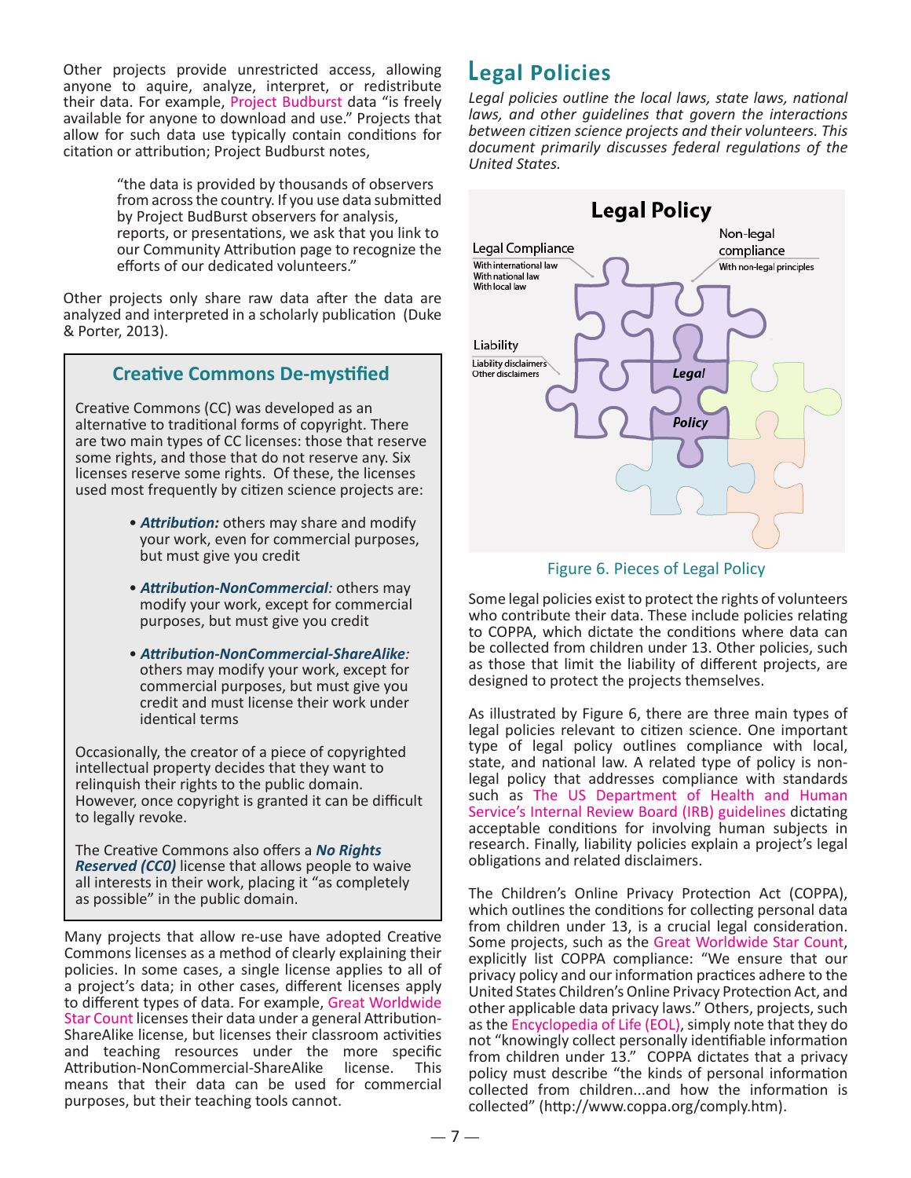Other projects provide unrestricted access, allowing anyone to aquire, analyze, interpret, or redistribute their data. For example, Project Budburst data "is freely available for anyone to download and use." Projects that allow for such data use typically contain conditions for citation or attribution; Project Budburst notes,

> "the data is provided by thousands of observers from across the country. If you use data submitted by Project BudBurst observers for analysis, reports, or presentations, we ask that you link to our Community Attribution page to recognize the efforts of our dedicated volunteers."

Other projects only share raw data after the data are analyzed and interpreted in a scholarly publication (Duke & Porter, 2013).

### Creative Commons De-mystified

Creative Commons (CC) was developed as an alternative to traditional forms of copyright. There are two main types of CC licenses: those that reserve some rights, and those that do not reserve any. Six licenses reserve some rights. Of these, the licenses used most frequently by citizen science projects are:

- ***Attribution:*** others may share and modify your work, even for commercial purposes, but must give you credit
- ***Attribution-NonCommercial:*** others may modify your work, except for commercial purposes, but must give you credit
- ***Attribution-NonCommercial-ShareAlike:*** others may modify your work, except for commercial purposes, but must give you credit and must license their work under identical terms

Occasionally, the creator of a piece of copyrighted intellectual property decides that they want to relinquish their rights to the public domain. However, once copyright is granted it can be difficult to legally revoke.

The Creative Commons also offers a ***No Rights Reserved (CC0)*** license that allows people to waive all interests in their work, placing it "as completely as possible" in the public domain.

Many projects that allow re-use have adopted Creative Commons licenses as a method of clearly explaining their policies. In some cases, a single license applies to all of a project's data; in other cases, different licenses apply to different types of data. For example, Great Worldwide Star Count licenses their data under a general Attribution-ShareAlike license, but licenses their classroom activities and teaching resources under the more specific Attribution-NonCommercial-ShareAlike license. This means that their data can be used for commercial purposes, but their teaching tools cannot.

## Legal Policies

*Legal policies outline the local laws, state laws, national laws, and other guidelines that govern the interactions between citizen science projects and their volunteers. This document primarily discusses federal regulations of the United States.*

**Legal Policy**

Legal Compliance: With international law; With national law; With local law

Non-legal compliance: With non-legal principles

Liability: Liability disclaimers; Other disclaimers

Figure 6. Pieces of Legal Policy

Some legal policies exist to protect the rights of volunteers who contribute their data. These include policies relating to COPPA, which dictate the conditions where data can be collected from children under 13. Other policies, such as those that limit the liability of different projects, are designed to protect the projects themselves.

As illustrated by Figure 6, there are three main types of legal policies relevant to citizen science. One important type of legal policy outlines compliance with local, state, and national law. A related type of policy is non-legal policy that addresses compliance with standards such as The US Department of Health and Human Service's Internal Review Board (IRB) guidelines dictating acceptable conditions for involving human subjects in research. Finally, liability policies explain a project's legal obligations and related disclaimers.

The Children's Online Privacy Protection Act (COPPA), which outlines the conditions for collecting personal data from children under 13, is a crucial legal consideration. Some projects, such as the Great Worldwide Star Count, explicitly list COPPA compliance: "We ensure that our privacy policy and our information practices adhere to the United States Children's Online Privacy Protection Act, and other applicable data privacy laws." Others, projects, such as the Encyclopedia of Life (EOL), simply note that they do not "knowingly collect personally identifiable information from children under 13." COPPA dictates that a privacy policy must describe "the kinds of personal information collected from children...and how the information is collected" (http://www.coppa.org/comply.htm).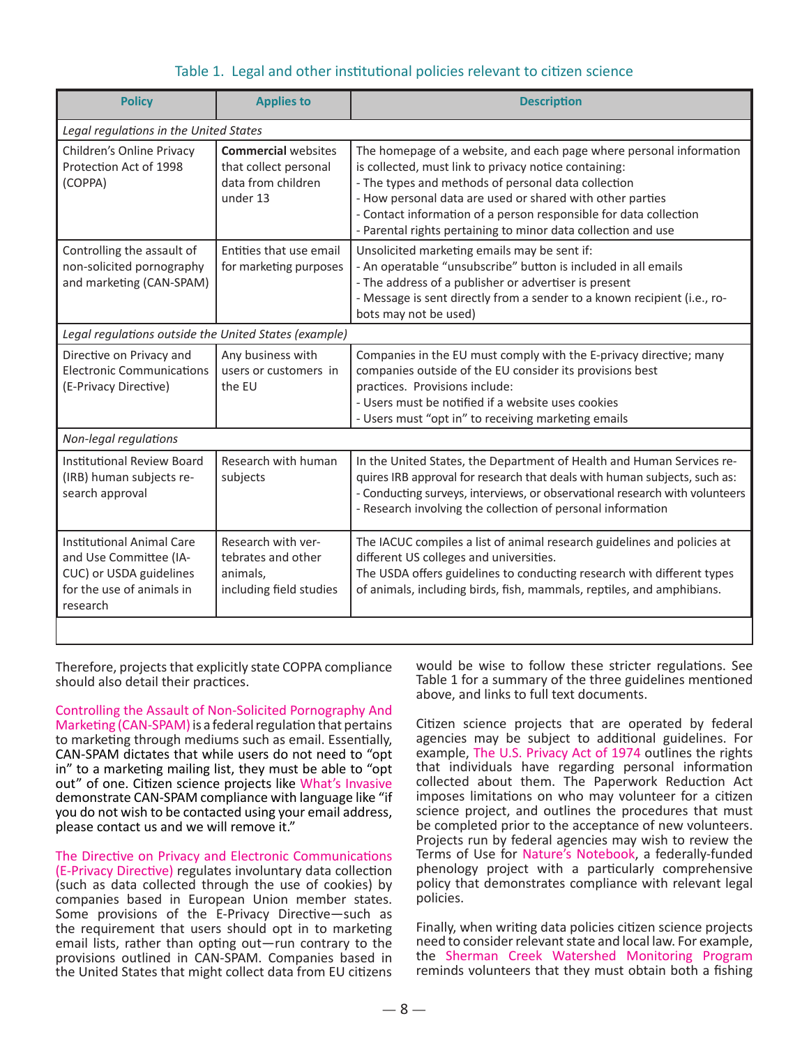Table 1. Legal and other institutional policies relevant to citizen science

| Policy | Applies to | Description |
|---|---|---|
| *Legal regulations in the United States* | | |
| Children's Online Privacy Protection Act of 1998 (COPPA) | **Commercial** websites that collect personal data from children under 13 | The homepage of a website, and each page where personal information is collected, must link to privacy notice containing:<br>- The types and methods of personal data collection<br>- How personal data are used or shared with other parties<br>- Contact information of a person responsible for data collection<br>- Parental rights pertaining to minor data collection and use |
| Controlling the assault of non-solicited pornography and marketing (CAN-SPAM) | Entities that use email for marketing purposes | Unsolicited marketing emails may be sent if:<br>- An operatable "unsubscribe" button is included in all emails<br>- The address of a publisher or advertiser is present<br>- Message is sent directly from a sender to a known recipient (i.e., robots may not be used) |
| *Legal regulations outside the United States (example)* | | |
| Directive on Privacy and Electronic Communications (E-Privacy Directive) | Any business with users or customers in the EU | Companies in the EU must comply with the E-privacy directive; many companies outside of the EU consider its provisions best practices. Provisions include:<br>- Users must be notified if a website uses cookies<br>- Users must "opt in" to receiving marketing emails |
| *Non-legal regulations* | | |
| Institutional Review Board (IRB) human subjects research approval | Research with human subjects | In the United States, the Department of Health and Human Services requires IRB approval for research that deals with human subjects, such as:<br>- Conducting surveys, interviews, or observational research with volunteers<br>- Research involving the collection of personal information |
| Institutional Animal Care and Use Committee (IACUC) or USDA guidelines for the use of animals in research | Research with vertebrates and other animals, including field studies | The IACUC compiles a list of animal research guidelines and policies at different US colleges and universities.<br>The USDA offers guidelines to conducting research with different types of animals, including birds, fish, mammals, reptiles, and amphibians. |

Therefore, projects that explicitly state COPPA compliance should also detail their practices.

Controlling the Assault of Non-Solicited Pornography And Marketing (CAN-SPAM) is a federal regulation that pertains to marketing through mediums such as email. Essentially, CAN-SPAM dictates that while users do not need to "opt in" to a marketing mailing list, they must be able to "opt out" of one. Citizen science projects like What's Invasive demonstrate CAN-SPAM compliance with language like "if you do not wish to be contacted using your email address, please contact us and we will remove it."

The Directive on Privacy and Electronic Communications (E-Privacy Directive) regulates involuntary data collection (such as data collected through the use of cookies) by companies based in European Union member states. Some provisions of the E-Privacy Directive—such as the requirement that users should opt in to marketing email lists, rather than opting out—run contrary to the provisions outlined in CAN-SPAM. Companies based in the United States that might collect data from EU citizens would be wise to follow these stricter regulations. See Table 1 for a summary of the three guidelines mentioned above, and links to full text documents.

Citizen science projects that are operated by federal agencies may be subject to additional guidelines. For example, The U.S. Privacy Act of 1974 outlines the rights that individuals have regarding personal information collected about them. The Paperwork Reduction Act imposes limitations on who may volunteer for a citizen science project, and outlines the procedures that must be completed prior to the acceptance of new volunteers. Projects run by federal agencies may wish to review the Terms of Use for Nature's Notebook, a federally-funded phenology project with a particularly comprehensive policy that demonstrates compliance with relevant legal policies.

Finally, when writing data policies citizen science projects need to consider relevant state and local law. For example, the Sherman Creek Watershed Monitoring Program reminds volunteers that they must obtain both a fishing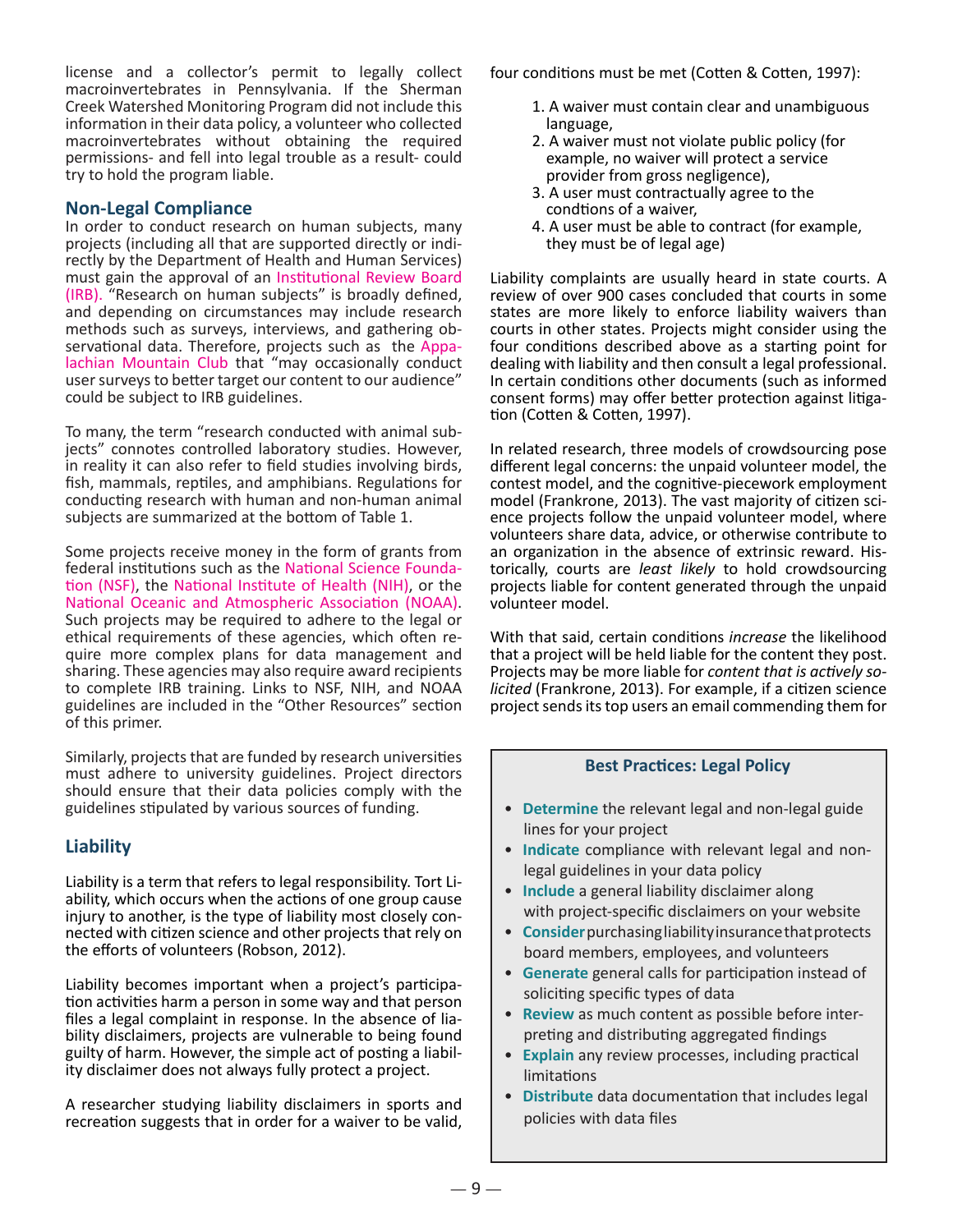license and a collector's permit to legally collect macroinvertebrates in Pennsylvania. If the Sherman Creek Watershed Monitoring Program did not include this information in their data policy, a volunteer who collected macroinvertebrates without obtaining the required permissions- and fell into legal trouble as a result- could try to hold the program liable.

## Non-Legal Compliance

In order to conduct research on human subjects, many projects (including all that are supported directly or indirectly by the Department of Health and Human Services) must gain the approval of an Institutional Review Board (IRB). "Research on human subjects" is broadly defined, and depending on circumstances may include research methods such as surveys, interviews, and gathering observational data. Therefore, projects such as the Appalachian Mountain Club that "may occasionally conduct user surveys to better target our content to our audience" could be subject to IRB guidelines.

To many, the term "research conducted with animal subjects" connotes controlled laboratory studies. However, in reality it can also refer to field studies involving birds, fish, mammals, reptiles, and amphibians. Regulations for conducting research with human and non-human animal subjects are summarized at the bottom of Table 1.

Some projects receive money in the form of grants from federal institutions such as the National Science Foundation (NSF), the National Institute of Health (NIH), or the National Oceanic and Atmospheric Association (NOAA). Such projects may be required to adhere to the legal or ethical requirements of these agencies, which often require more complex plans for data management and sharing. These agencies may also require award recipients to complete IRB training. Links to NSF, NIH, and NOAA guidelines are included in the "Other Resources" section of this primer.

Similarly, projects that are funded by research universities must adhere to university guidelines. Project directors should ensure that their data policies comply with the guidelines stipulated by various sources of funding.

## Liability

Liability is a term that refers to legal responsibility. Tort Liability, which occurs when the actions of one group cause injury to another, is the type of liability most closely connected with citizen science and other projects that rely on the efforts of volunteers (Robson, 2012).

Liability becomes important when a project's participation activities harm a person in some way and that person files a legal complaint in response. In the absence of liability disclaimers, projects are vulnerable to being found guilty of harm. However, the simple act of posting a liability disclaimer does not always fully protect a project.

A researcher studying liability disclaimers in sports and recreation suggests that in order for a waiver to be valid, four conditions must be met (Cotten & Cotten, 1997):

1. A waiver must contain clear and unambiguous language,
2. A waiver must not violate public policy (for example, no waiver will protect a service provider from gross negligence),
3. A user must contractually agree to the condtions of a waiver,
4. A user must be able to contract (for example, they must be of legal age)

Liability complaints are usually heard in state courts. A review of over 900 cases concluded that courts in some states are more likely to enforce liability waivers than courts in other states. Projects might consider using the four conditions described above as a starting point for dealing with liability and then consult a legal professional. In certain conditions other documents (such as informed consent forms) may offer better protection against litigation (Cotten & Cotten, 1997).

In related research, three models of crowdsourcing pose different legal concerns: the unpaid volunteer model, the contest model, and the cognitive-piecework employment model (Frankrone, 2013). The vast majority of citizen science projects follow the unpaid volunteer model, where volunteers share data, advice, or otherwise contribute to an organization in the absence of extrinsic reward. Historically, courts are *least likely* to hold crowdsourcing projects liable for content generated through the unpaid volunteer model.

With that said, certain conditions *increase* the likelihood that a project will be held liable for the content they post. Projects may be more liable for *content that is actively solicited* (Frankrone, 2013). For example, if a citizen science project sends its top users an email commending them for

### Best Practices: Legal Policy

- **Determine** the relevant legal and non-legal guide lines for your project
- **Indicate** compliance with relevant legal and non-legal guidelines in your data policy
- **Include** a general liability disclaimer along with project-specific disclaimers on your website
- **Consider** purchasing liability insurance that protects board members, employees, and volunteers
- **Generate** general calls for participation instead of soliciting specific types of data
- **Review** as much content as possible before interpreting and distributing aggregated findings
- **Explain** any review processes, including practical limitations
- **Distribute** data documentation that includes legal policies with data files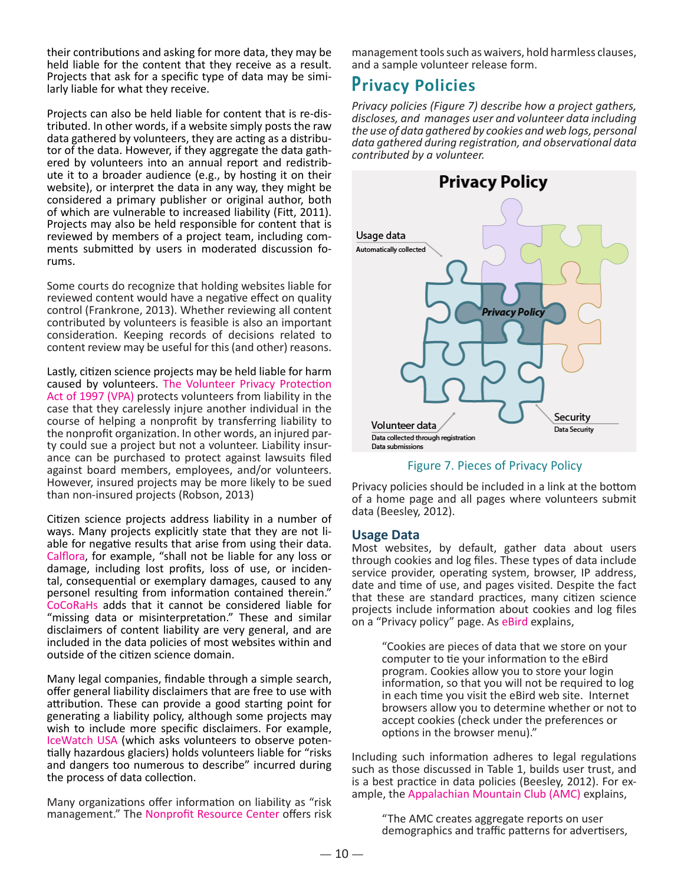their contributions and asking for more data, they may be held liable for the content that they receive as a result. Projects that ask for a specific type of data may be similarly liable for what they receive.

Projects can also be held liable for content that is re-distributed. In other words, if a website simply posts the raw data gathered by volunteers, they are acting as a distributor of the data. However, if they aggregate the data gathered by volunteers into an annual report and redistribute it to a broader audience (e.g., by hosting it on their website), or interpret the data in any way, they might be considered a primary publisher or original author, both of which are vulnerable to increased liability (Fitt, 2011). Projects may also be held responsible for content that is reviewed by members of a project team, including comments submitted by users in moderated discussion forums.

Some courts do recognize that holding websites liable for reviewed content would have a negative effect on quality control (Frankrone, 2013). Whether reviewing all content contributed by volunteers is feasible is also an important consideration. Keeping records of decisions related to content review may be useful for this (and other) reasons.

Lastly, citizen science projects may be held liable for harm caused by volunteers. The Volunteer Privacy Protection Act of 1997 (VPA) protects volunteers from liability in the case that they carelessly injure another individual in the course of helping a nonprofit by transferring liability to the nonprofit organization. In other words, an injured party could sue a project but not a volunteer. Liability insurance can be purchased to protect against lawsuits filed against board members, employees, and/or volunteers. However, insured projects may be more likely to be sued than non-insured projects (Robson, 2013)

Citizen science projects address liability in a number of ways. Many projects explicitly state that they are not liable for negative results that arise from using their data. Calflora, for example, "shall not be liable for any loss or damage, including lost profits, loss of use, or incidental, consequential or exemplary damages, caused to any personel resulting from information contained therein." CoCoRaHs adds that it cannot be considered liable for "missing data or misinterpretation." These and similar disclaimers of content liability are very general, and are included in the data policies of most websites within and outside of the citizen science domain.

Many legal companies, findable through a simple search, offer general liability disclaimers that are free to use with attribution. These can provide a good starting point for generating a liability policy, although some projects may wish to include more specific disclaimers. For example, IceWatch USA (which asks volunteers to observe potentially hazardous glaciers) holds volunteers liable for "risks and dangers too numerous to describe" incurred during the process of data collection.

Many organizations offer information on liability as "risk management." The Nonprofit Resource Center offers risk management tools such as waivers, hold harmless clauses, and a sample volunteer release form.

## Privacy Policies

*Privacy policies (Figure 7) describe how a project gathers, discloses, and manages user and volunteer data including the use of data gathered by cookies and web logs, personal data gathered during registration, and observational data contributed by a volunteer.*

**Privacy Policy**

Usage data
Automatically collected

*Privacy Policy*

Volunteer data
Data collected through registration
Data submissions

Security
Data Security

Figure 7. Pieces of Privacy Policy

Privacy policies should be included in a link at the bottom of a home page and all pages where volunteers submit data (Beesley, 2012).

### Usage Data

Most websites, by default, gather data about users through cookies and log files. These types of data include service provider, operating system, browser, IP address, date and time of use, and pages visited. Despite the fact that these are standard practices, many citizen science projects include information about cookies and log files on a "Privacy policy" page. As eBird explains,

> "Cookies are pieces of data that we store on your computer to tie your information to the eBird program. Cookies allow you to store your login information, so that you will not be required to log in each time you visit the eBird web site. Internet browsers allow you to determine whether or not to accept cookies (check under the preferences or options in the browser menu)."

Including such information adheres to legal regulations such as those discussed in Table 1, builds user trust, and is a best practice in data policies (Beesley, 2012). For example, the Appalachian Mountain Club (AMC) explains,

> "The AMC creates aggregate reports on user demographics and traffic patterns for advertisers,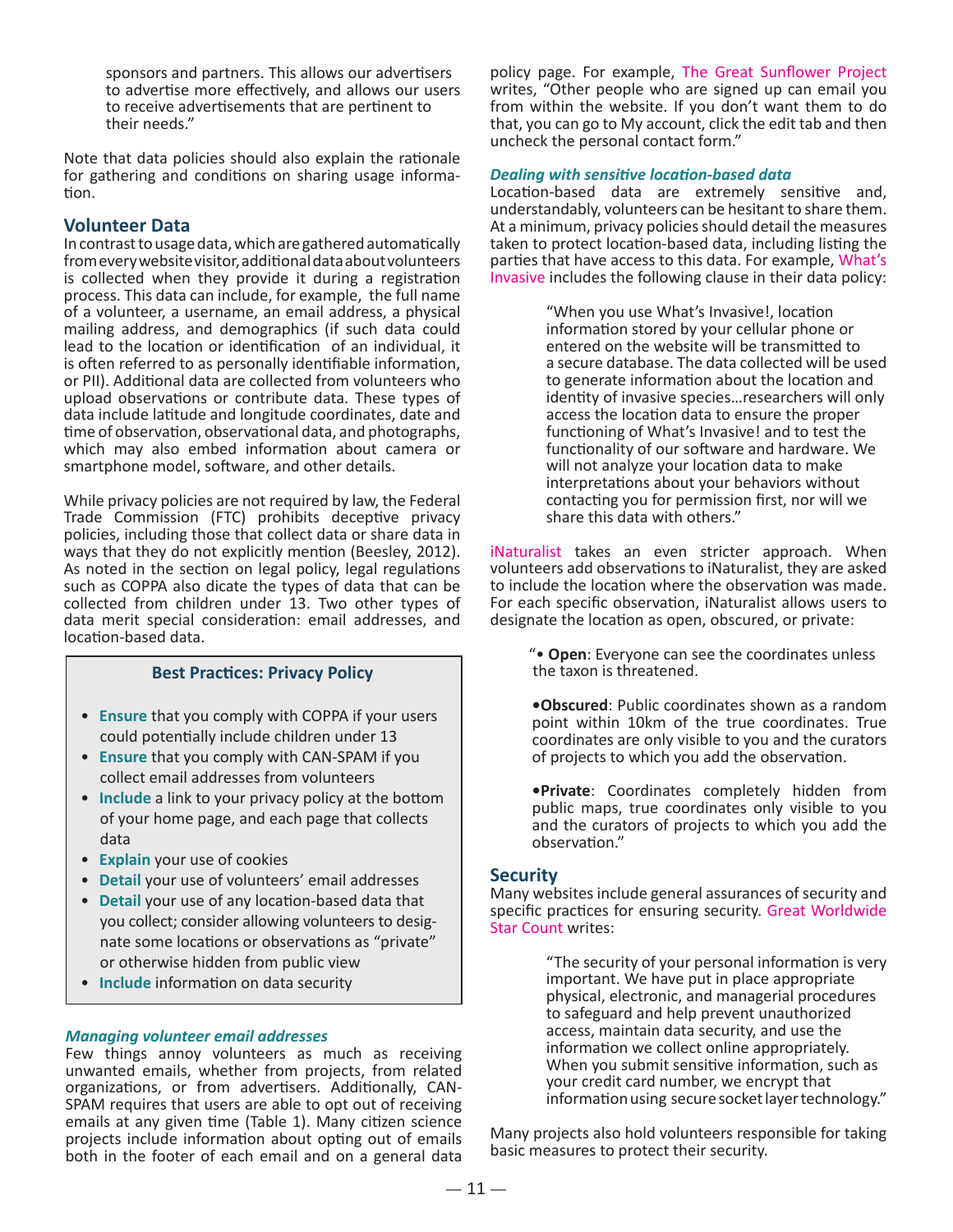sponsors and partners. This allows our advertisers to advertise more effectively, and allows our users to receive advertisements that are pertinent to their needs."

Note that data policies should also explain the rationale for gathering and conditions on sharing usage information.

## Volunteer Data

In contrast to usage data, which are gathered automatically from every website visitor, additional data about volunteers is collected when they provide it during a registration process. This data can include, for example, the full name of a volunteer, a username, an email address, a physical mailing address, and demographics (if such data could lead to the location or identification of an individual, it is often referred to as personally identifiable information, or PII). Additional data are collected from volunteers who upload observations or contribute data. These types of data include latitude and longitude coordinates, date and time of observation, observational data, and photographs, which may also embed information about camera or smartphone model, software, and other details.

While privacy policies are not required by law, the Federal Trade Commission (FTC) prohibits deceptive privacy policies, including those that collect data or share data in ways that they do not explicitly mention (Beesley, 2012). As noted in the section on legal policy, legal regulations such as COPPA also dicate the types of data that can be collected from children under 13. Two other types of data merit special consideration: email addresses, and location-based data.

### Best Practices: Privacy Policy

- **Ensure** that you comply with COPPA if your users could potentially include children under 13
- **Ensure** that you comply with CAN-SPAM if you collect email addresses from volunteers
- **Include** a link to your privacy policy at the bottom of your home page, and each page that collects data
- **Explain** your use of cookies
- **Detail** your use of volunteers' email addresses
- **Detail** your use of any location-based data that you collect; consider allowing volunteers to designate some locations or observations as "private" or otherwise hidden from public view
- **Include** information on data security

***Managing volunteer email addresses***

Few things annoy volunteers as much as receiving unwanted emails, whether from projects, from related organizations, or from advertisers. Additionally, CAN-SPAM requires that users are able to opt out of receiving emails at any given time (Table 1). Many citizen science projects include information about opting out of emails both in the footer of each email and on a general data policy page. For example, The Great Sunflower Project writes, "Other people who are signed up can email you from within the website. If you don't want them to do that, you can go to My account, click the edit tab and then uncheck the personal contact form."

***Dealing with sensitive location-based data***

Location-based data are extremely sensitive and, understandably, volunteers can be hesitant to share them. At a minimum, privacy policies should detail the measures taken to protect location-based data, including listing the parties that have access to this data. For example, What's Invasive includes the following clause in their data policy:

> "When you use What's Invasive!, location information stored by your cellular phone or entered on the website will be transmitted to a secure database. The data collected will be used to generate information about the location and identity of invasive species…researchers will only access the location data to ensure the proper functioning of What's Invasive! and to test the functionality of our software and hardware. We will not analyze your location data to make interpretations about your behaviors without contacting you for permission first, nor will we share this data with others."

iNaturalist takes an even stricter approach. When volunteers add observations to iNaturalist, they are asked to include the location where the observation was made. For each specific observation, iNaturalist allows users to designate the location as open, obscured, or private:

> "• **Open**: Everyone can see the coordinates unless the taxon is threatened.
>
> • **Obscured**: Public coordinates shown as a random point within 10km of the true coordinates. True coordinates are only visible to you and the curators of projects to which you add the observation.
>
> • **Private**: Coordinates completely hidden from public maps, true coordinates only visible to you and the curators of projects to which you add the observation."

## Security

Many websites include general assurances of security and specific practices for ensuring security. Great Worldwide Star Count writes:

> "The security of your personal information is very important. We have put in place appropriate physical, electronic, and managerial procedures to safeguard and help prevent unauthorized access, maintain data security, and use the information we collect online appropriately. When you submit sensitive information, such as your credit card number, we encrypt that information using secure socket layer technology."

Many projects also hold volunteers responsible for taking basic measures to protect their security.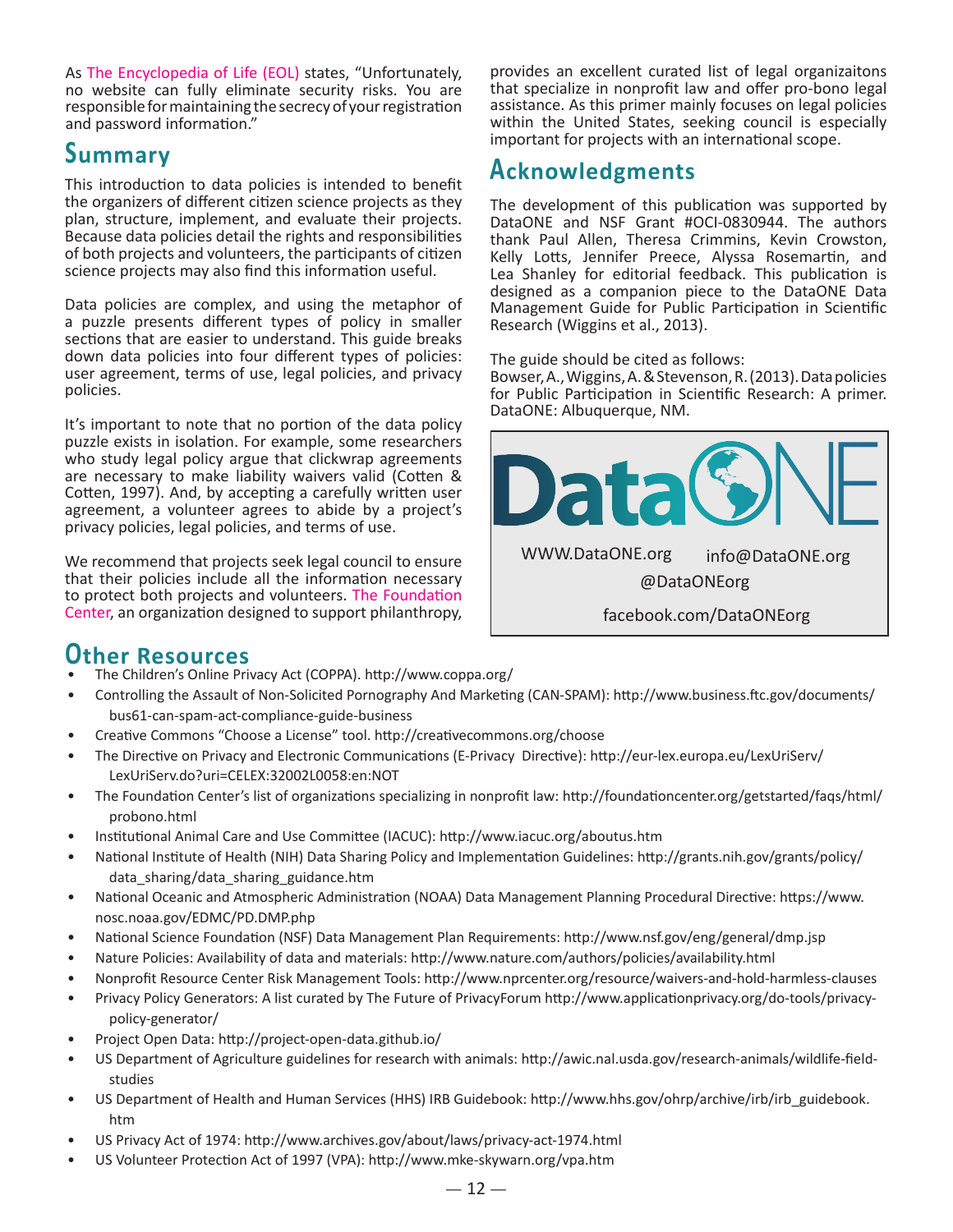As The Encyclopedia of Life (EOL) states, "Unfortunately, no website can fully eliminate security risks. You are responsible for maintaining the secrecy of your registration and password information."

## Summary

This introduction to data policies is intended to benefit the organizers of different citizen science projects as they plan, structure, implement, and evaluate their projects. Because data policies detail the rights and responsibilities of both projects and volunteers, the participants of citizen science projects may also find this information useful.

Data policies are complex, and using the metaphor of a puzzle presents different types of policy in smaller sections that are easier to understand. This guide breaks down data policies into four different types of policies: user agreement, terms of use, legal policies, and privacy policies.

It's important to note that no portion of the data policy puzzle exists in isolation. For example, some researchers who study legal policy argue that clickwrap agreements are necessary to make liability waivers valid (Cotten & Cotten, 1997). And, by accepting a carefully written user agreement, a volunteer agrees to abide by a project's privacy policies, legal policies, and terms of use.

We recommend that projects seek legal council to ensure that their policies include all the information necessary to protect both projects and volunteers. The Foundation Center, an organization designed to support philanthropy, provides an excellent curated list of legal organizaitons that specialize in nonprofit law and offer pro-bono legal assistance. As this primer mainly focuses on legal policies within the United States, seeking council is especially important for projects with an international scope.

## Acknowledgments

The development of this publication was supported by DataONE and NSF Grant #OCI-0830944. The authors thank Paul Allen, Theresa Crimmins, Kevin Crowston, Kelly Lotts, Jennifer Preece, Alyssa Rosemartin, and Lea Shanley for editorial feedback. This publication is designed as a companion piece to the DataONE Data Management Guide for Public Participation in Scientific Research (Wiggins et al., 2013).

The guide should be cited as follows:
Bowser, A., Wiggins, A. & Stevenson, R. (2013). Data policies for Public Participation in Scientific Research: A primer. DataONE: Albuquerque, NM.

DataONE

WWW.DataONE.org info@DataONE.org

@DataONEorg

facebook.com/DataONEorg

## Other Resources

- The Children's Online Privacy Act (COPPA). http://www.coppa.org/
- Controlling the Assault of Non-Solicited Pornography And Marketing (CAN-SPAM): http://www.business.ftc.gov/documents/bus61-can-spam-act-compliance-guide-business
- Creative Commons "Choose a License" tool. http://creativecommons.org/choose
- The Directive on Privacy and Electronic Communications (E-Privacy Directive): http://eur-lex.europa.eu/LexUriServ/LexUriServ.do?uri=CELEX:32002L0058:en:NOT
- The Foundation Center's list of organizations specializing in nonprofit law: http://foundationcenter.org/getstarted/faqs/html/probono.html
- Institutional Animal Care and Use Committee (IACUC): http://www.iacuc.org/aboutus.htm
- National Institute of Health (NIH) Data Sharing Policy and Implementation Guidelines: http://grants.nih.gov/grants/policy/data_sharing/data_sharing_guidance.htm
- National Oceanic and Atmospheric Administration (NOAA) Data Management Planning Procedural Directive: https://www.nosc.noaa.gov/EDMC/PD.DMP.php
- National Science Foundation (NSF) Data Management Plan Requirements: http://www.nsf.gov/eng/general/dmp.jsp
- Nature Policies: Availability of data and materials: http://www.nature.com/authors/policies/availability.html
- Nonprofit Resource Center Risk Management Tools: http://www.nprcenter.org/resource/waivers-and-hold-harmless-clauses
- Privacy Policy Generators: A list curated by The Future of PrivacyForum http://www.applicationprivacy.org/do-tools/privacy-policy-generator/
- Project Open Data: http://project-open-data.github.io/
- US Department of Agriculture guidelines for research with animals: http://awic.nal.usda.gov/research-animals/wildlife-field-studies
- US Department of Health and Human Services (HHS) IRB Guidebook: http://www.hhs.gov/ohrp/archive/irb/irb_guidebook.htm
- US Privacy Act of 1974: http://www.archives.gov/about/laws/privacy-act-1974.html
- US Volunteer Protection Act of 1997 (VPA): http://www.mke-skywarn.org/vpa.htm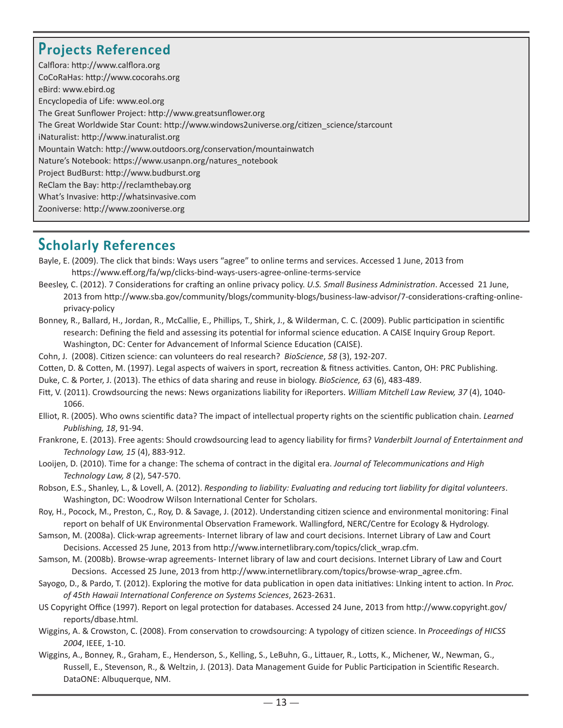## Projects Referenced

Calflora: http://www.calflora.org
CoCoRaHas: http://www.cocorahs.org
eBird: www.ebird.og
Encyclopedia of Life: www.eol.org
The Great Sunflower Project: http://www.greatsunflower.org
The Great Worldwide Star Count: http://www.windows2universe.org/citizen_science/starcount
iNaturalist: http://www.inaturalist.org
Mountain Watch: http://www.outdoors.org/conservation/mountainwatch
Nature's Notebook: https://www.usanpn.org/natures_notebook
Project BudBurst: http://www.budburst.org
ReClam the Bay: http://reclamthebay.org
What's Invasive: http://whatsinvasive.com
Zooniverse: http://www.zooniverse.org

## Scholarly References

Bayle, E. (2009). The click that binds: Ways users "agree" to online terms and services. Accessed 1 June, 2013 from https://www.eff.org/fa/wp/clicks-bind-ways-users-agree-online-terms-service

Beesley, C. (2012). 7 Considerations for crafting an online privacy policy. *U.S. Small Business Administration*. Accessed 21 June, 2013 from http://www.sba.gov/community/blogs/community-blogs/business-law-advisor/7-considerations-crafting-online-privacy-policy

Bonney, R., Ballard, H., Jordan, R., McCallie, E., Phillips, T., Shirk, J., & Wilderman, C. C. (2009). Public participation in scientific research: Defining the field and assessing its potential for informal science education. A CAISE Inquiry Group Report. Washington, DC: Center for Advancement of Informal Science Education (CAISE).

Cohn, J. (2008). Citizen science: can volunteers do real research? *BioScience*, *58* (3), 192-207.

Cotten, D. & Cotten, M. (1997). Legal aspects of waivers in sport, recreation & fitness activities. Canton, OH: PRC Publishing.

Duke, C. & Porter, J. (2013). The ethics of data sharing and reuse in biology. *BioScience, 63* (6), 483-489.

Fitt, V. (2011). Crowdsourcing the news: News organizations liability for iReporters. *William Mitchell Law Review, 37* (4), 1040-1066.

Elliot, R. (2005). Who owns scientific data? The impact of intellectual property rights on the scientific publication chain. *Learned Publishing, 18*, 91-94.

Frankrone, E. (2013). Free agents: Should crowdsourcing lead to agency liability for firms? *Vanderbilt Journal of Entertainment and Technology Law, 15* (4), 883-912.

Looijen, D. (2010). Time for a change: The schema of contract in the digital era. *Journal of Telecommunications and High Technology Law, 8* (2), 547-570.

Robson, E.S., Shanley, L., & Lovell, A. (2012). *Responding to liability: Evaluating and reducing tort liability for digital volunteers*. Washington, DC: Woodrow Wilson International Center for Scholars.

Roy, H., Pocock, M., Preston, C., Roy, D. & Savage, J. (2012). Understanding citizen science and environmental monitoring: Final report on behalf of UK Environmental Observation Framework. Wallingford, NERC/Centre for Ecology & Hydrology.

Samson, M. (2008a). Click-wrap agreements- Internet library of law and court decisions. Internet Library of Law and Court Decisions. Accessed 25 June, 2013 from http://www.internetlibrary.com/topics/click_wrap.cfm.

Samson, M. (2008b). Browse-wrap agreements- Internet library of law and court decisions. Internet Library of Law and Court Decsions. Accessed 25 June, 2013 from http://www.internetlibrary.com/topics/browse-wrap_agree.cfm.

Sayogo, D., & Pardo, T. (2012). Exploring the motive for data publication in open data initiatives: LInking intent to action. In *Proc. of 45th Hawaii International Conference on Systems Sciences*, 2623-2631.

US Copyright Office (1997). Report on legal protection for databases. Accessed 24 June, 2013 from http://www.copyright.gov/reports/dbase.html.

Wiggins, A. & Crowston, C. (2008). From conservation to crowdsourcing: A typology of citizen science. In *Proceedings of HICSS 2004*, IEEE, 1-10.

Wiggins, A., Bonney, R., Graham, E., Henderson, S., Kelling, S., LeBuhn, G., Littauer, R., Lotts, K., Michener, W., Newman, G., Russell, E., Stevenson, R., & Weltzin, J. (2013). Data Management Guide for Public Participation in Scientific Research. DataONE: Albuquerque, NM.